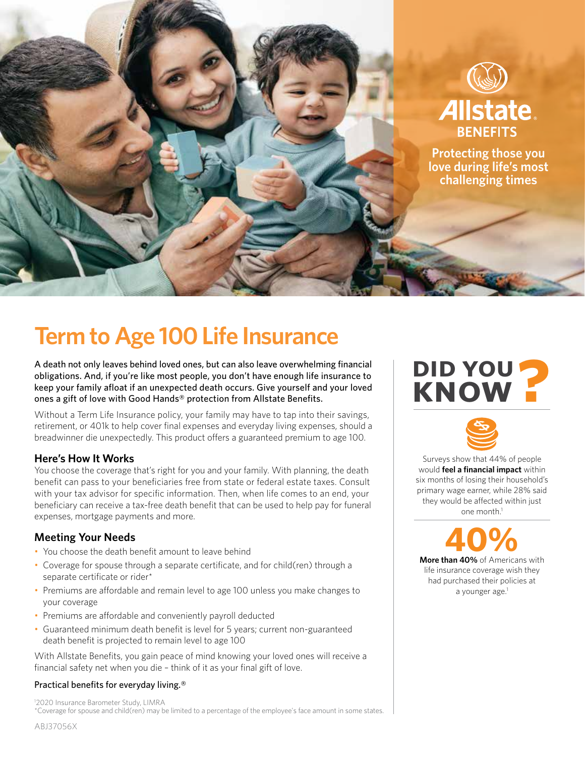Allstate BENEFITS

Protecting those you love during life's most challenging times

# Term to Age 100 Life Insurance

A death not only leaves behind loved ones, but can also leave overwhelming financial obligations. And, if you're like most people, you don't have enough life insurance to keep your family afloat if an unexpected death occurs. Give yourself and your loved ones a gift of love with Good Hands® protection from Allstate Benefits.

Without a Term Life Insurance policy, your family may have to tap into their savings, retirement, or 401k to help cover final expenses and everyday living expenses, should a breadwinner die unexpectedly. This product offers a guaranteed premium to age 100.

### Here's How It Works

You choose the coverage that's right for you and your family. With planning, the death benefit can pass to your beneficiaries free from state or federal estate taxes. Consult with your tax advisor for specific information. Then, when life comes to an end, your beneficiary can receive a tax-free death benefit that can be used to help pay for funeral expenses, mortgage payments and more.

### Meeting Your Needs

- You choose the death benefit amount to leave behind
- Coverage for spouse through a separate certificate, and for child(ren) through a separate certificate or rider*
- Premiums are affordable and remain level to age 100 unless you make changes to your coverage
- Premiums are affordable and conveniently payroll deducted
- Guaranteed minimum death benefit is level for 5 years; current non-guaranteed death benefit is projected to remain level to age 100

With Allstate Benefits, you gain peace of mind knowing your loved ones will receive a financial safety net when you die – think of it as your final gift of love.

Practical benefits for everyday living.®

## DID YOU KNOW?

Surveys show that 44% of people would **feel a financial impact** within six months of losing their household's primary wage earner, while 28% said they would be affected within just one month.[1]

**40%**

**More than 40%** of Americans with life insurance coverage wish they had purchased their policies at a younger age.[1]

[1]2020 Insurance Barometer Study, LIMRA
*Coverage for spouse and child(ren) may be limited to a percentage of the employee's face amount in some states.

ABJ37056X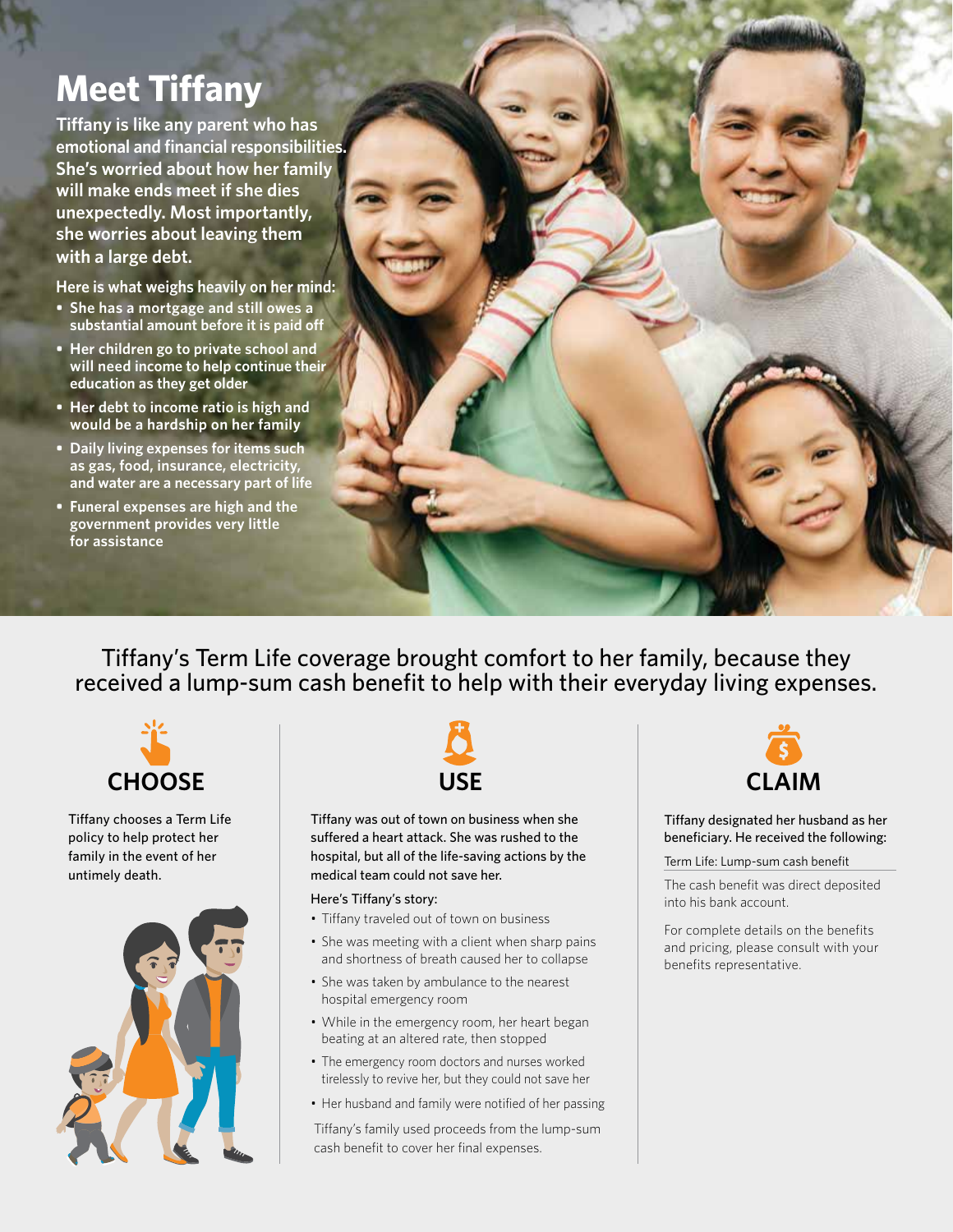# Meet Tiffany

**Tiffany is like any parent who has emotional and financial responsibilities. She's worried about how her family will make ends meet if she dies unexpectedly. Most importantly, she worries about leaving them with a large debt.**

**Here is what weighs heavily on her mind:**

- **She has a mortgage and still owes a substantial amount before it is paid off**
- **Her children go to private school and will need income to help continue their education as they get older**
- **Her debt to income ratio is high and would be a hardship on her family**
- **Daily living expenses for items such as gas, food, insurance, electricity, and water are a necessary part of life**
- **Funeral expenses are high and the government provides very little for assistance**

Tiffany's Term Life coverage brought comfort to her family, because they received a lump-sum cash benefit to help with their everyday living expenses.

## CHOOSE

Tiffany chooses a Term Life policy to help protect her family in the event of her untimely death.

## USE

Tiffany was out of town on business when she suffered a heart attack. She was rushed to the hospital, but all of the life-saving actions by the medical team could not save her.

Here's Tiffany's story:

- Tiffany traveled out of town on business
- She was meeting with a client when sharp pains and shortness of breath caused her to collapse
- She was taken by ambulance to the nearest hospital emergency room
- While in the emergency room, her heart began beating at an altered rate, then stopped
- The emergency room doctors and nurses worked tirelessly to revive her, but they could not save her
- Her husband and family were notified of her passing

Tiffany's family used proceeds from the lump-sum cash benefit to cover her final expenses.

## CLAIM

Tiffany designated her husband as her beneficiary. He received the following:

Term Life: Lump-sum cash benefit

The cash benefit was direct deposited into his bank account.

For complete details on the benefits and pricing, please consult with your benefits representative.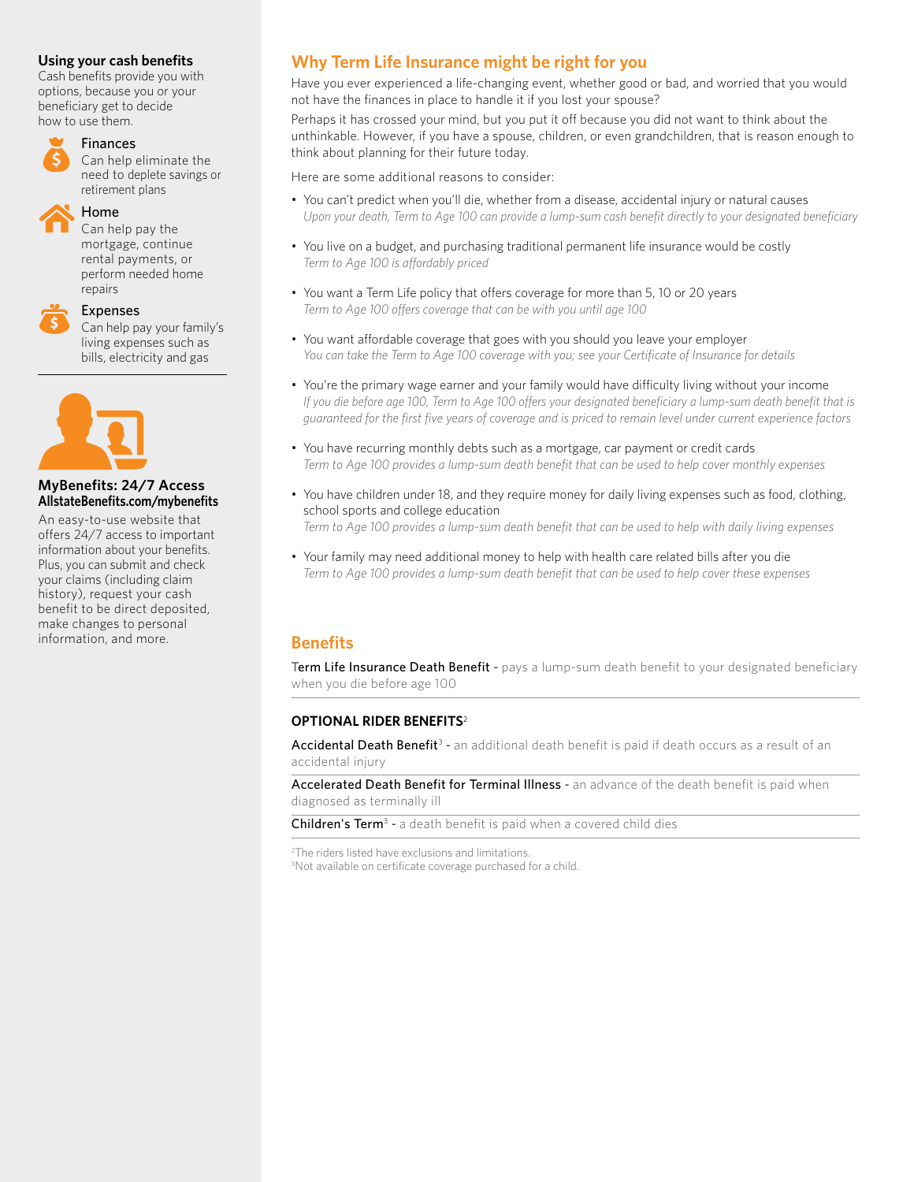## Using your cash benefits

Cash benefits provide you with options, because you or your beneficiary get to decide how to use them.

**Finances**
Can help eliminate the need to deplete savings or retirement plans

**Home**
Can help pay the mortgage, continue rental payments, or perform needed home repairs

**Expenses**
Can help pay your family's living expenses such as bills, electricity and gas

## MyBenefits: 24/7 Access
**AllstateBenefits.com/mybenefits**

An easy-to-use website that offers 24/7 access to important information about your benefits. Plus, you can submit and check your claims (including claim history), request your cash benefit to be direct deposited, make changes to personal information, and more.

## Why Term Life Insurance might be right for you

Have you ever experienced a life-changing event, whether good or bad, and worried that you would not have the finances in place to handle it if you lost your spouse?

Perhaps it has crossed your mind, but you put it off because you did not want to think about the unthinkable. However, if you have a spouse, children, or even grandchildren, that is reason enough to think about planning for their future today.

Here are some additional reasons to consider:

- You can't predict when you'll die, whether from a disease, accidental injury or natural causes
  *Upon your death, Term to Age 100 can provide a lump-sum cash benefit directly to your designated beneficiary*
- You live on a budget, and purchasing traditional permanent life insurance would be costly
  *Term to Age 100 is affordably priced*
- You want a Term Life policy that offers coverage for more than 5, 10 or 20 years
  *Term to Age 100 offers coverage that can be with you until age 100*
- You want affordable coverage that goes with you should you leave your employer
  *You can take the Term to Age 100 coverage with you; see your Certificate of Insurance for details*
- You're the primary wage earner and your family would have difficulty living without your income
  *If you die before age 100, Term to Age 100 offers your designated beneficiary a lump-sum death benefit that is guaranteed for the first five years of coverage and is priced to remain level under current experience factors*
- You have recurring monthly debts such as a mortgage, car payment or credit cards
  *Term to Age 100 provides a lump-sum death benefit that can be used to help cover monthly expenses*
- You have children under 18, and they require money for daily living expenses such as food, clothing, school sports and college education
  *Term to Age 100 provides a lump-sum death benefit that can be used to help with daily living expenses*
- Your family may need additional money to help with health care related bills after you die
  *Term to Age 100 provides a lump-sum death benefit that can be used to help cover these expenses*

## Benefits

**Term Life Insurance Death Benefit** - pays a lump-sum death benefit to your designated beneficiary when you die before age 100

### OPTIONAL RIDER BENEFITS[2]

**Accidental Death Benefit**[3] - an additional death benefit is paid if death occurs as a result of an accidental injury

**Accelerated Death Benefit for Terminal Illness** - an advance of the death benefit is paid when diagnosed as terminally ill

**Children's Term**[3] - a death benefit is paid when a covered child dies

[2]The riders listed have exclusions and limitations.
[3]Not available on certificate coverage purchased for a child.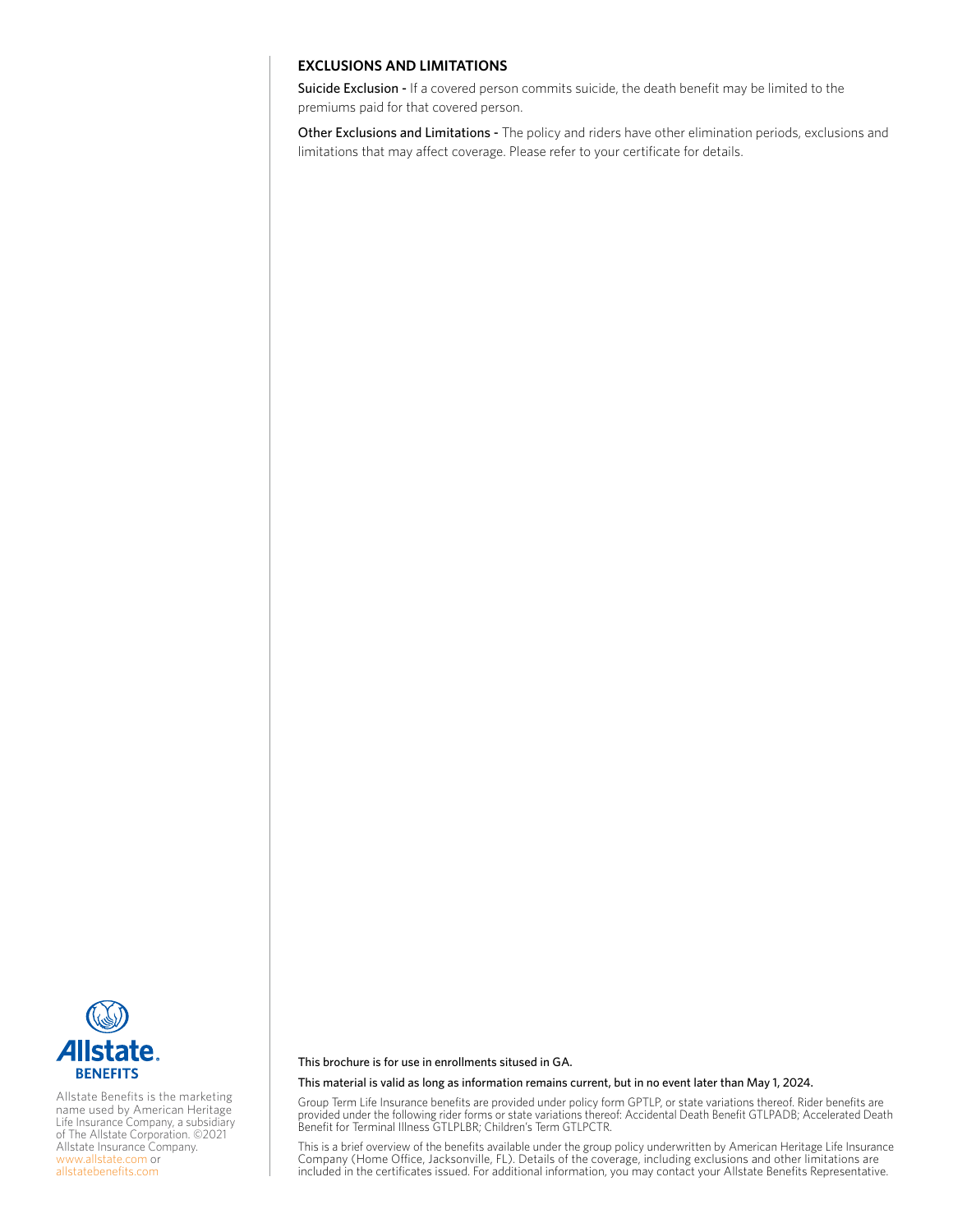## EXCLUSIONS AND LIMITATIONS

**Suicide Exclusion -** If a covered person commits suicide, the death benefit may be limited to the premiums paid for that covered person.

**Other Exclusions and Limitations -** The policy and riders have other elimination periods, exclusions and limitations that may affect coverage. Please refer to your certificate for details.

Allstate Benefits is the marketing name used by American Heritage Life Insurance Company, a subsidiary of The Allstate Corporation. ©2021 Allstate Insurance Company. www.allstate.com or allstatebenefits.com

This brochure is for use in enrollments sitused in GA.

This material is valid as long as information remains current, but in no event later than May 1, 2024.

Group Term Life Insurance benefits are provided under policy form GPTLP, or state variations thereof. Rider benefits are provided under the following rider forms or state variations thereof: Accidental Death Benefit GTLPADB; Accelerated Death Benefit for Terminal Illness GTLPLBR; Children's Term GTLPCTR.

This is a brief overview of the benefits available under the group policy underwritten by American Heritage Life Insurance Company (Home Office, Jacksonville, FL). Details of the coverage, including exclusions and other limitations are included in the certificates issued. For additional information, you may contact your Allstate Benefits Representative.